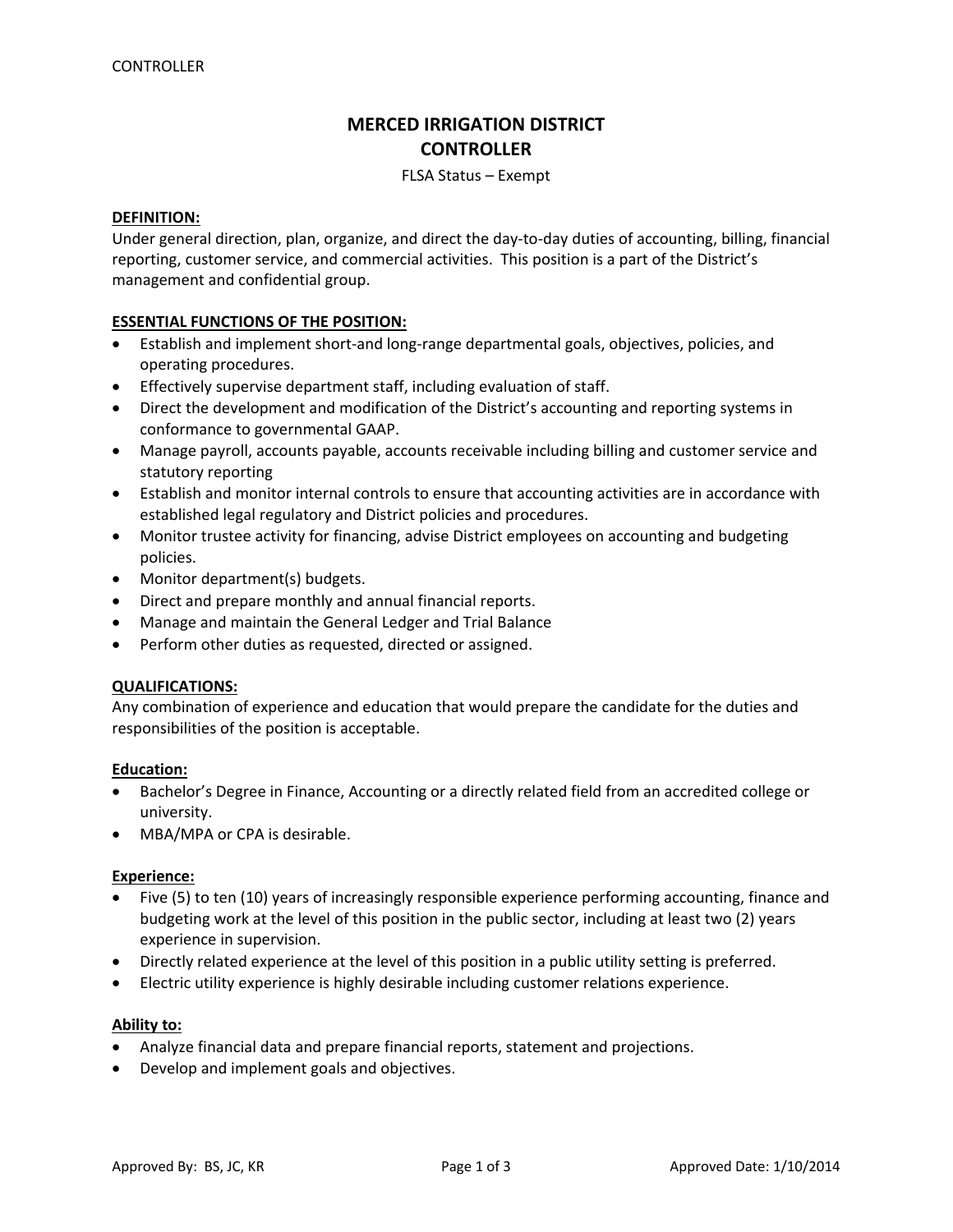# MERCED IRRIGATION DISTRICT
# CONTROLLER

FLSA Status – Exempt

## DEFINITION:

Under general direction, plan, organize, and direct the day-to-day duties of accounting, billing, financial reporting, customer service, and commercial activities. This position is a part of the District's management and confidential group.

## ESSENTIAL FUNCTIONS OF THE POSITION:

- Establish and implement short-and long-range departmental goals, objectives, policies, and operating procedures.
- Effectively supervise department staff, including evaluation of staff.
- Direct the development and modification of the District's accounting and reporting systems in conformance to governmental GAAP.
- Manage payroll, accounts payable, accounts receivable including billing and customer service and statutory reporting
- Establish and monitor internal controls to ensure that accounting activities are in accordance with established legal regulatory and District policies and procedures.
- Monitor trustee activity for financing, advise District employees on accounting and budgeting policies.
- Monitor department(s) budgets.
- Direct and prepare monthly and annual financial reports.
- Manage and maintain the General Ledger and Trial Balance
- Perform other duties as requested, directed or assigned.

## QUALIFICATIONS:

Any combination of experience and education that would prepare the candidate for the duties and responsibilities of the position is acceptable.

### Education:

- Bachelor's Degree in Finance, Accounting or a directly related field from an accredited college or university.
- MBA/MPA or CPA is desirable.

### Experience:

- Five (5) to ten (10) years of increasingly responsible experience performing accounting, finance and budgeting work at the level of this position in the public sector, including at least two (2) years experience in supervision.
- Directly related experience at the level of this position in a public utility setting is preferred.
- Electric utility experience is highly desirable including customer relations experience.

### Ability to:

- Analyze financial data and prepare financial reports, statement and projections.
- Develop and implement goals and objectives.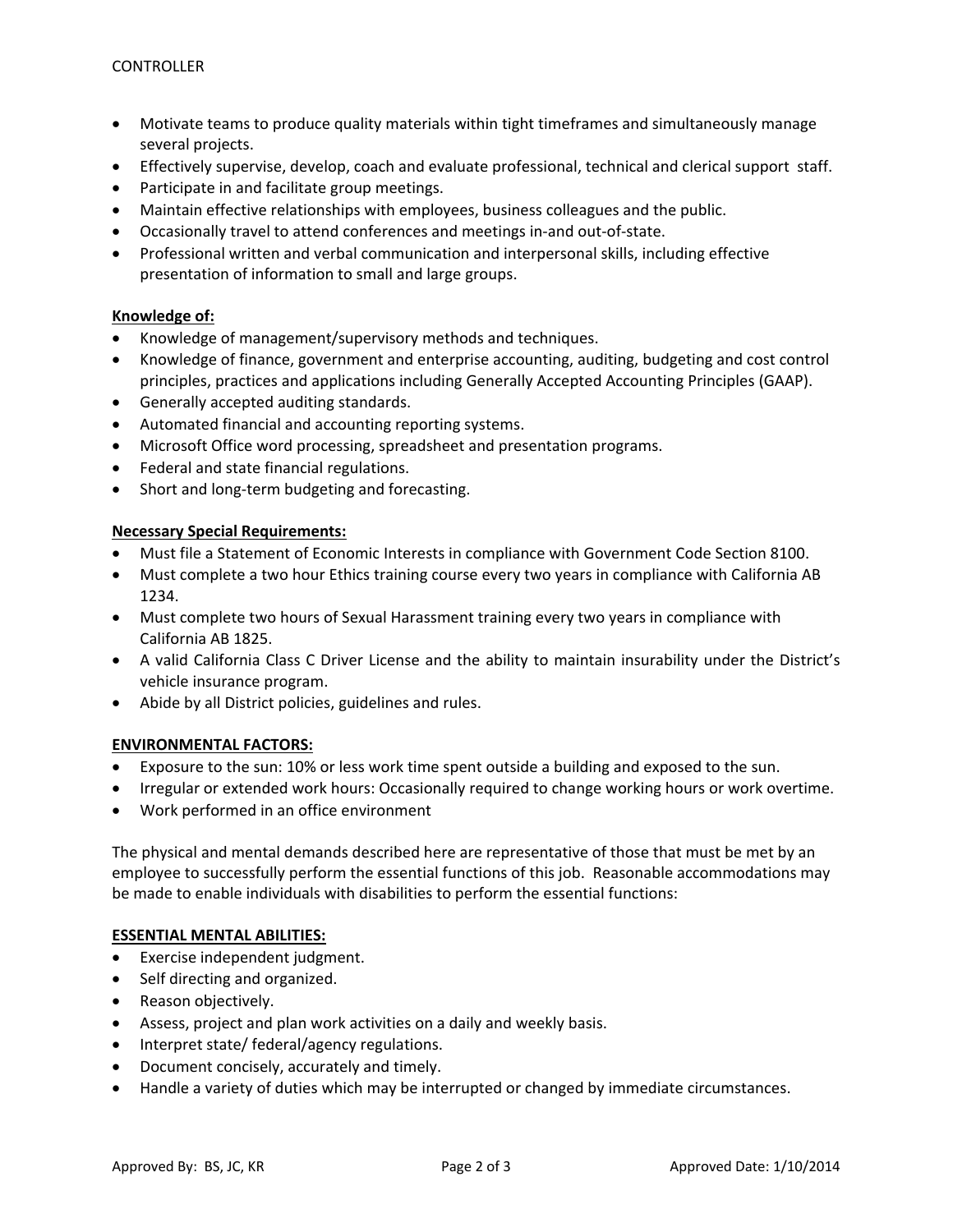- Motivate teams to produce quality materials within tight timeframes and simultaneously manage several projects.
- Effectively supervise, develop, coach and evaluate professional, technical and clerical support staff.
- Participate in and facilitate group meetings.
- Maintain effective relationships with employees, business colleagues and the public.
- Occasionally travel to attend conferences and meetings in-and out-of-state.
- Professional written and verbal communication and interpersonal skills, including effective presentation of information to small and large groups.

**Knowledge of:**

- Knowledge of management/supervisory methods and techniques.
- Knowledge of finance, government and enterprise accounting, auditing, budgeting and cost control principles, practices and applications including Generally Accepted Accounting Principles (GAAP).
- Generally accepted auditing standards.
- Automated financial and accounting reporting systems.
- Microsoft Office word processing, spreadsheet and presentation programs.
- Federal and state financial regulations.
- Short and long-term budgeting and forecasting.

**Necessary Special Requirements:**

- Must file a Statement of Economic Interests in compliance with Government Code Section 8100.
- Must complete a two hour Ethics training course every two years in compliance with California AB 1234.
- Must complete two hours of Sexual Harassment training every two years in compliance with California AB 1825.
- A valid California Class C Driver License and the ability to maintain insurability under the District's vehicle insurance program.
- Abide by all District policies, guidelines and rules.

**ENVIRONMENTAL FACTORS:**

- Exposure to the sun: 10% or less work time spent outside a building and exposed to the sun.
- Irregular or extended work hours: Occasionally required to change working hours or work overtime.
- Work performed in an office environment

The physical and mental demands described here are representative of those that must be met by an employee to successfully perform the essential functions of this job. Reasonable accommodations may be made to enable individuals with disabilities to perform the essential functions:

**ESSENTIAL MENTAL ABILITIES:**

- Exercise independent judgment.
- Self directing and organized.
- Reason objectively.
- Assess, project and plan work activities on a daily and weekly basis.
- Interpret state/ federal/agency regulations.
- Document concisely, accurately and timely.
- Handle a variety of duties which may be interrupted or changed by immediate circumstances.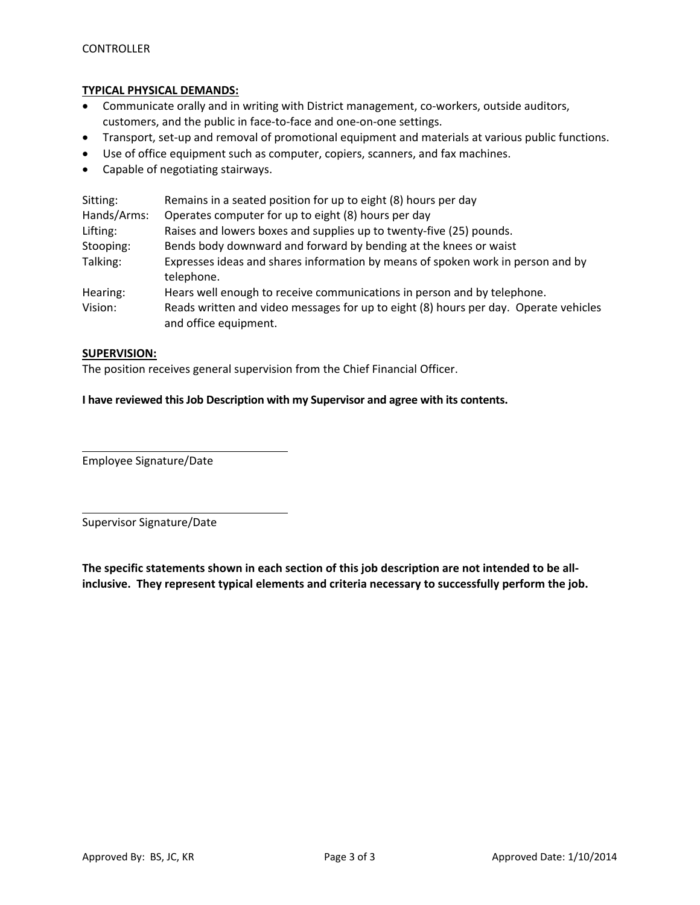**TYPICAL PHYSICAL DEMANDS:**

- Communicate orally and in writing with District management, co-workers, outside auditors, customers, and the public in face-to-face and one-on-one settings.
- Transport, set-up and removal of promotional equipment and materials at various public functions.
- Use of office equipment such as computer, copiers, scanners, and fax machines.
- Capable of negotiating stairways.

| | |
|---|---|
| Sitting: | Remains in a seated position for up to eight (8) hours per day |
| Hands/Arms: | Operates computer for up to eight (8) hours per day |
| Lifting: | Raises and lowers boxes and supplies up to twenty-five (25) pounds. |
| Stooping: | Bends body downward and forward by bending at the knees or waist |
| Talking: | Expresses ideas and shares information by means of spoken work in person and by telephone. |
| Hearing: | Hears well enough to receive communications in person and by telephone. |
| Vision: | Reads written and video messages for up to eight (8) hours per day. Operate vehicles and office equipment. |

**SUPERVISION:**

The position receives general supervision from the Chief Financial Officer.

**I have reviewed this Job Description with my Supervisor and agree with its contents.**

\_\_\_\_\_\_\_\_\_\_\_\_\_\_\_\_\_\_\_\_\_\_\_\_\_\_\_\_\_\_

Employee Signature/Date

\_\_\_\_\_\_\_\_\_\_\_\_\_\_\_\_\_\_\_\_\_\_\_\_\_\_\_\_\_\_

Supervisor Signature/Date

**The specific statements shown in each section of this job description are not intended to be all-inclusive. They represent typical elements and criteria necessary to successfully perform the job.**

Approved By: BS, JC, KR

Approved Date: 1/10/2014